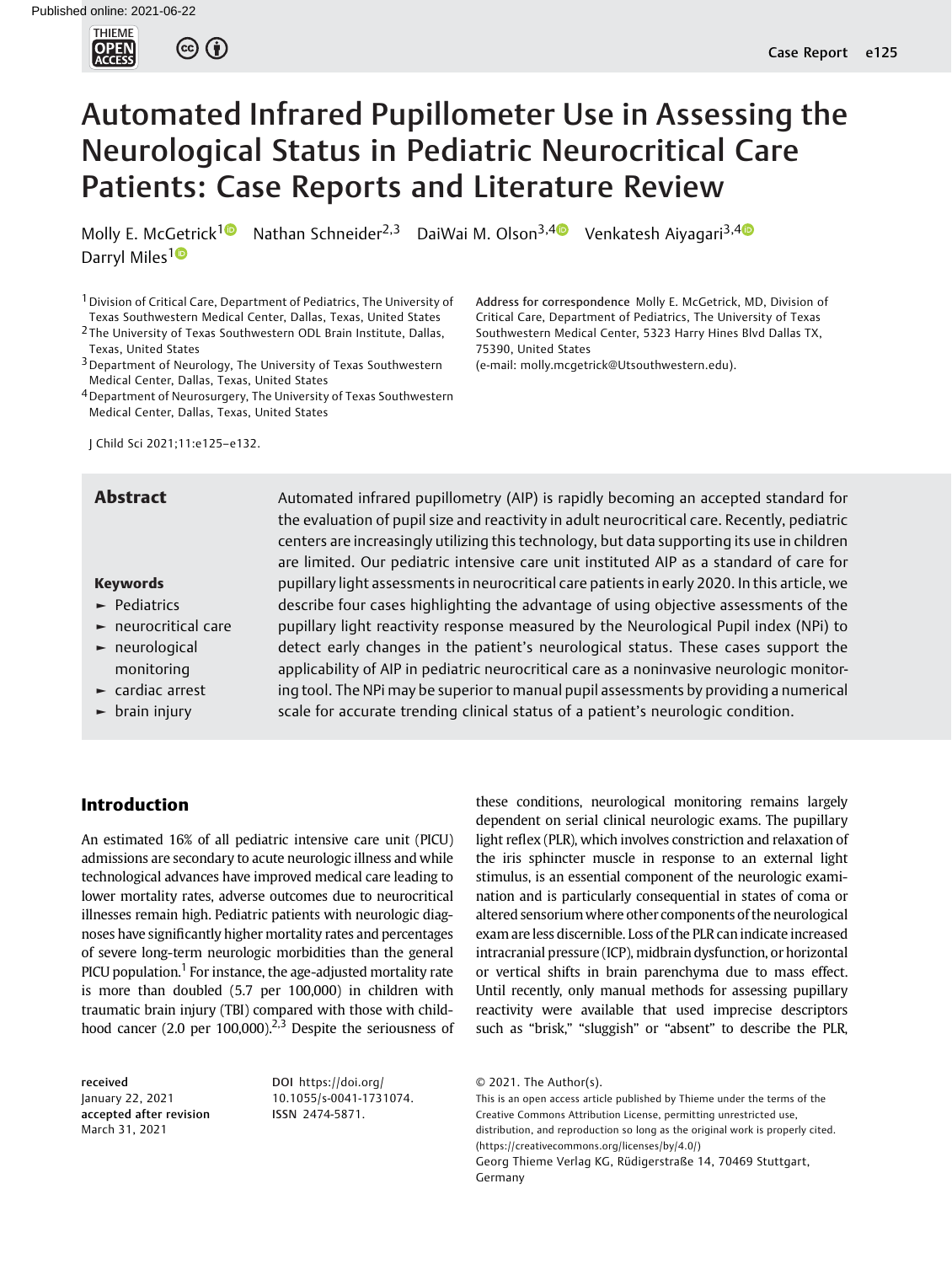# Automated Infrared Pupillometer Use in Assessing the Neurological Status in Pediatric Neurocritical Care Patients: Case Reports and Literature Review

Molly E. McGetrick[1] Nathan Schneider[2,3] DaiWai M. Olson[3,4] Venkatesh Aiyagari[3,4] Darryl Miles[1]

[1] Division of Critical Care, Department of Pediatrics, The University of Texas Southwestern Medical Center, Dallas, Texas, United States

[2] The University of Texas Southwestern ODL Brain Institute, Dallas, Texas, United States

[3] Department of Neurology, The University of Texas Southwestern Medical Center, Dallas, Texas, United States

[4] Department of Neurosurgery, The University of Texas Southwestern Medical Center, Dallas, Texas, United States

**Address for correspondence** Molly E. McGetrick, MD, Division of Critical Care, Department of Pediatrics, The University of Texas Southwestern Medical Center, 5323 Harry Hines Blvd Dallas TX, 75390, United States (e-mail: molly.mcgetrick@Utsouthwestern.edu).

J Child Sci 2021;11:e125–e132.

## Abstract

Automated infrared pupillometry (AIP) is rapidly becoming an accepted standard for the evaluation of pupil size and reactivity in adult neurocritical care. Recently, pediatric centers are increasingly utilizing this technology, but data supporting its use in children are limited. Our pediatric intensive care unit instituted AIP as a standard of care for pupillary light assessments in neurocritical care patients in early 2020. In this article, we describe four cases highlighting the advantage of using objective assessments of the pupillary light reactivity response measured by the Neurological Pupil index (NPi) to detect early changes in the patient's neurological status. These cases support the applicability of AIP in pediatric neurocritical care as a noninvasive neurologic monitoring tool. The NPi may be superior to manual pupil assessments by providing a numerical scale for accurate trending clinical status of a patient's neurologic condition.

**Keywords**

- Pediatrics
- neurocritical care
- neurological monitoring
- cardiac arrest
- brain injury

## Introduction

An estimated 16% of all pediatric intensive care unit (PICU) admissions are secondary to acute neurologic illness and while technological advances have improved medical care leading to lower mortality rates, adverse outcomes due to neurocritical illnesses remain high. Pediatric patients with neurologic diagnoses have significantly higher mortality rates and percentages of severe long-term neurologic morbidities than the general PICU population.[1] For instance, the age-adjusted mortality rate is more than doubled (5.7 per 100,000) in children with traumatic brain injury (TBI) compared with those with childhood cancer (2.0 per 100,000).[2,3] Despite the seriousness of these conditions, neurological monitoring remains largely dependent on serial clinical neurologic exams. The pupillary light reflex (PLR), which involves constriction and relaxation of the iris sphincter muscle in response to an external light stimulus, is an essential component of the neurologic examination and is particularly consequential in states of coma or altered sensorium where other components of the neurological exam are less discernible. Loss of the PLR can indicate increased intracranial pressure (ICP), midbrain dysfunction, or horizontal or vertical shifts in brain parenchyma due to mass effect. Until recently, only manual methods for assessing pupillary reactivity were available that used imprecise descriptors such as "brisk," "sluggish" or "absent" to describe the PLR,

received January 22, 2021
accepted after revision March 31, 2021

DOI https://doi.org/10.1055/s-0041-1731074.
ISSN 2474-5871.

© 2021. The Author(s).
This is an open access article published by Thieme under the terms of the Creative Commons Attribution License, permitting unrestricted use, distribution, and reproduction so long as the original work is properly cited. (https://creativecommons.org/licenses/by/4.0/)
Georg Thieme Verlag KG, Rüdigerstraße 14, 70469 Stuttgart, Germany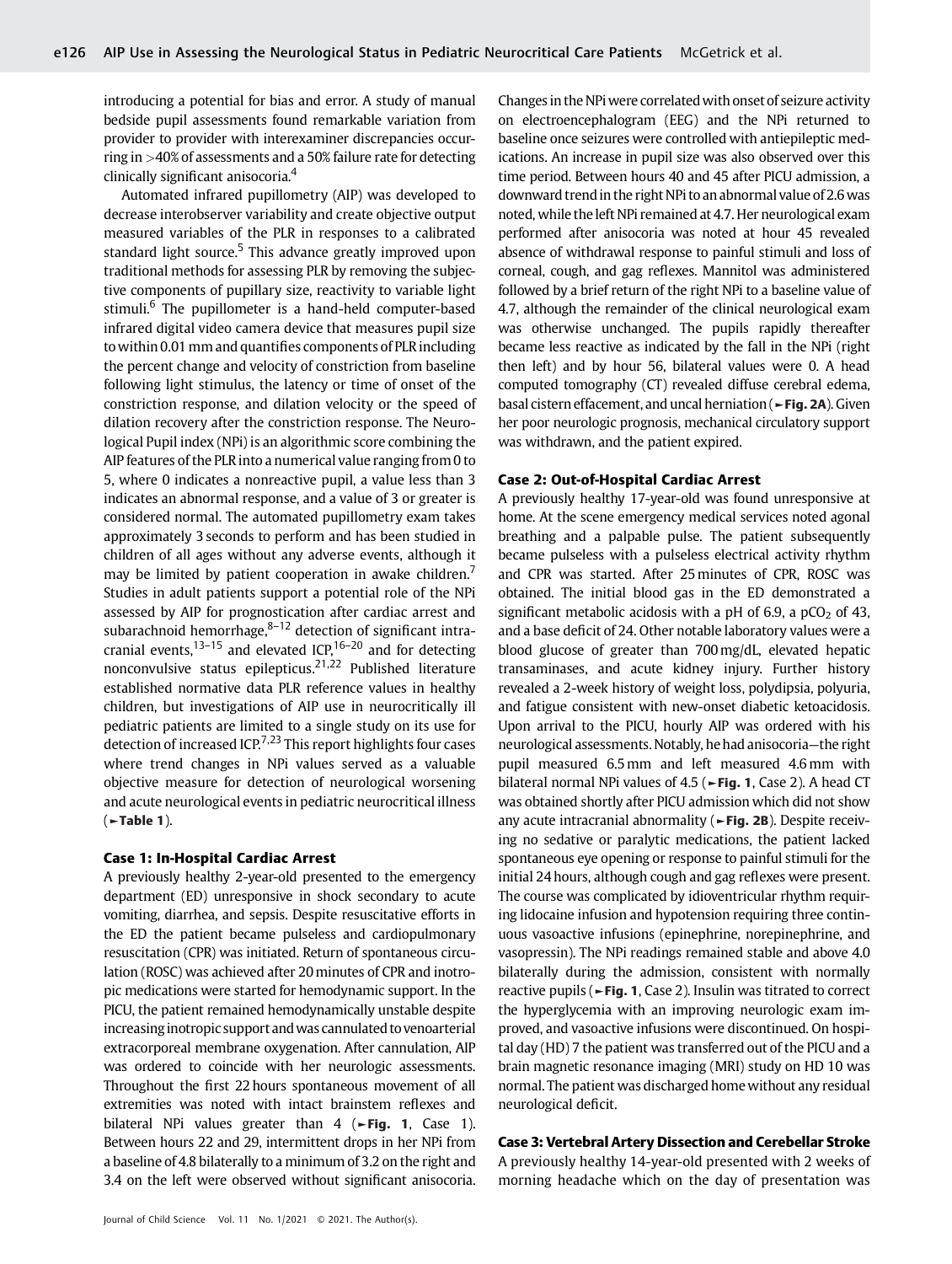introducing a potential for bias and error. A study of manual bedside pupil assessments found remarkable variation from provider to provider with interexaminer discrepancies occurring in >40% of assessments and a 50% failure rate for detecting clinically significant anisocoria.[4]

Automated infrared pupillometry (AIP) was developed to decrease interobserver variability and create objective output measured variables of the PLR in responses to a calibrated standard light source.[5] This advance greatly improved upon traditional methods for assessing PLR by removing the subjective components of pupillary size, reactivity to variable light stimuli.[6] The pupillometer is a hand-held computer-based infrared digital video camera device that measures pupil size to within 0.01 mm and quantifies components of PLR including the percent change and velocity of constriction from baseline following light stimulus, the latency or time of onset of the constriction response, and dilation velocity or the speed of dilation recovery after the constriction response. The Neurological Pupil index (NPi) is an algorithmic score combining the AIP features of the PLR into a numerical value ranging from 0 to 5, where 0 indicates a nonreactive pupil, a value less than 3 indicates an abnormal response, and a value of 3 or greater is considered normal. The automated pupillometry exam takes approximately 3 seconds to perform and has been studied in children of all ages without any adverse events, although it may be limited by patient cooperation in awake children.[7] Studies in adult patients support a potential role of the NPi assessed by AIP for prognostication after cardiac arrest and subarachnoid hemorrhage,[8–12] detection of significant intracranial events,[13–15] and elevated ICP,[16–20] and for detecting nonconvulsive status epilepticus.[21,22] Published literature established normative data PLR reference values in healthy children, but investigations of AIP use in neurocritically ill pediatric patients are limited to a single study on its use for detection of increased ICP.[7,23] This report highlights four cases where trend changes in NPi values served as a valuable objective measure for detection of neurological worsening and acute neurological events in pediatric neurocritical illness (►**Table 1**).

### Case 1: In-Hospital Cardiac Arrest

A previously healthy 2-year-old presented to the emergency department (ED) unresponsive in shock secondary to acute vomiting, diarrhea, and sepsis. Despite resuscitative efforts in the ED the patient became pulseless and cardiopulmonary resuscitation (CPR) was initiated. Return of spontaneous circulation (ROSC) was achieved after 20 minutes of CPR and inotropic medications were started for hemodynamic support. In the PICU, the patient remained hemodynamically unstable despite increasing inotropic support and was cannulated to venoarterial extracorporeal membrane oxygenation. After cannulation, AIP was ordered to coincide with her neurologic assessments. Throughout the first 22 hours spontaneous movement of all extremities was noted with intact brainstem reflexes and bilateral NPi values greater than 4 (►**Fig. 1**, Case 1). Between hours 22 and 29, intermittent drops in her NPi from a baseline of 4.8 bilaterally to a minimum of 3.2 on the right and 3.4 on the left were observed without significant anisocoria. Changes in the NPi were correlated with onset of seizure activity on electroencephalogram (EEG) and the NPi returned to baseline once seizures were controlled with antiepileptic medications. An increase in pupil size was also observed over this time period. Between hours 40 and 45 after PICU admission, a downward trend in the right NPi to an abnormal value of 2.6 was noted, while the left NPi remained at 4.7. Her neurological exam performed after anisocoria was noted at hour 45 revealed absence of withdrawal response to painful stimuli and loss of corneal, cough, and gag reflexes. Mannitol was administered followed by a brief return of the right NPi to a baseline value of 4.7, although the remainder of the clinical neurological exam was otherwise unchanged. The pupils rapidly thereafter became less reactive as indicated by the fall in the NPi (right then left) and by hour 56, bilateral values were 0. A head computed tomography (CT) revealed diffuse cerebral edema, basal cistern effacement, and uncal herniation (►**Fig. 2A**). Given her poor neurologic prognosis, mechanical circulatory support was withdrawn, and the patient expired.

### Case 2: Out-of-Hospital Cardiac Arrest

A previously healthy 17-year-old was found unresponsive at home. At the scene emergency medical services noted agonal breathing and a palpable pulse. The patient subsequently became pulseless with a pulseless electrical activity rhythm and CPR was started. After 25 minutes of CPR, ROSC was obtained. The initial blood gas in the ED demonstrated a significant metabolic acidosis with a pH of 6.9, a $pCO_2$ of 43, and a base deficit of 24. Other notable laboratory values were a blood glucose of greater than 700 mg/dL, elevated hepatic transaminases, and acute kidney injury. Further history revealed a 2-week history of weight loss, polydipsia, polyuria, and fatigue consistent with new-onset diabetic ketoacidosis. Upon arrival to the PICU, hourly AIP was ordered with his neurological assessments. Notably, he had anisocoria—the right pupil measured 6.5 mm and left measured 4.6 mm with bilateral normal NPi values of 4.5 (►**Fig. 1**, Case 2). A head CT was obtained shortly after PICU admission which did not show any acute intracranial abnormality (►**Fig. 2B**). Despite receiving no sedative or paralytic medications, the patient lacked spontaneous eye opening or response to painful stimuli for the initial 24 hours, although cough and gag reflexes were present. The course was complicated by idioventricular rhythm requiring lidocaine infusion and hypotension requiring three continuous vasoactive infusions (epinephrine, norepinephrine, and vasopressin). The NPi readings remained stable and above 4.0 bilaterally during the admission, consistent with normally reactive pupils (►**Fig. 1**, Case 2). Insulin was titrated to correct the hyperglycemia with an improving neurologic exam improved, and vasoactive infusions were discontinued. On hospital day (HD) 7 the patient was transferred out of the PICU and a brain magnetic resonance imaging (MRI) study on HD 10 was normal. The patient was discharged home without any residual neurological deficit.

### Case 3: Vertebral Artery Dissection and Cerebellar Stroke

A previously healthy 14-year-old presented with 2 weeks of morning headache which on the day of presentation was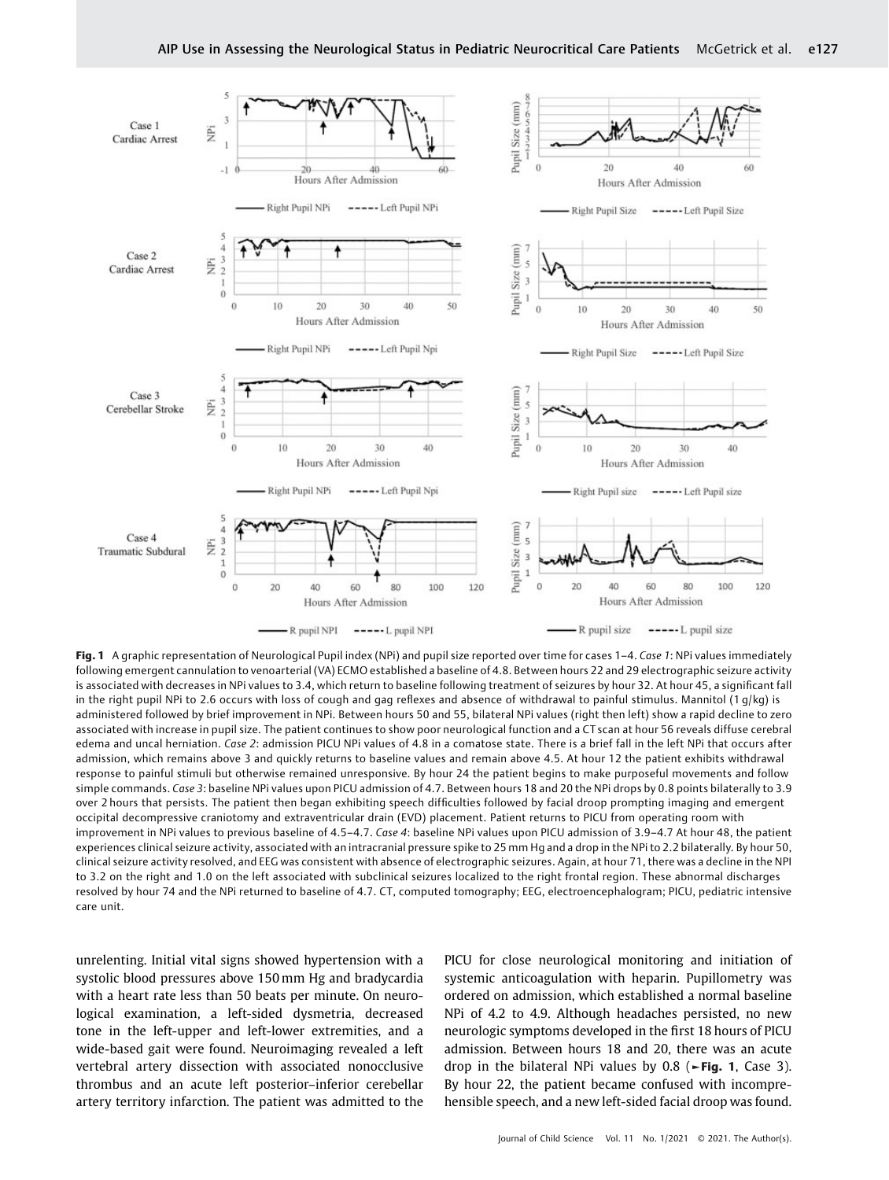**Fig. 1** A graphic representation of Neurological Pupil index (NPi) and pupil size reported over time for cases 1–4. *Case 1*: NPi values immediately following emergent cannulation to venoarterial (VA) ECMO established a baseline of 4.8. Between hours 22 and 29 electrographic seizure activity is associated with decreases in NPi values to 3.4, which return to baseline following treatment of seizures by hour 32. At hour 45, a significant fall in the right pupil NPi to 2.6 occurs with loss of cough and gag reflexes and absence of withdrawal to painful stimulus. Mannitol (1 g/kg) is administered followed by brief improvement in NPi. Between hours 50 and 55, bilateral NPi values (right then left) show a rapid decline to zero associated with increase in pupil size. The patient continues to show poor neurological function and a CT scan at hour 56 reveals diffuse cerebral edema and uncal herniation. *Case 2*: admission PICU NPi values of 4.8 in a comatose state. There is a brief fall in the left NPi that occurs after admission, which remains above 3 and quickly returns to baseline values and remain above 4.5. At hour 12 the patient exhibits withdrawal response to painful stimuli but otherwise remained unresponsive. By hour 24 the patient begins to make purposeful movements and follow simple commands. *Case 3*: baseline NPi values upon PICU admission of 4.7. Between hours 18 and 20 the NPi drops by 0.8 points bilaterally to 3.9 over 2 hours that persists. The patient then began exhibiting speech difficulties followed by facial droop prompting imaging and emergent occipital decompressive craniotomy and extraventricular drain (EVD) placement. Patient returns to PICU from operating room with improvement in NPi values to previous baseline of 4.5–4.7. *Case 4*: baseline NPi values upon PICU admission of 3.9–4.7 At hour 48, the patient experiences clinical seizure activity, associated with an intracranial pressure spike to 25 mm Hg and a drop in the NPi to 2.2 bilaterally. By hour 50, clinical seizure activity resolved, and EEG was consistent with absence of electrographic seizures. Again, at hour 71, there was a decline in the NPI to 3.2 on the right and 1.0 on the left associated with subclinical seizures localized to the right frontal region. These abnormal discharges resolved by hour 74 and the NPi returned to baseline of 4.7. CT, computed tomography; EEG, electroencephalogram; PICU, pediatric intensive care unit.

unrelenting. Initial vital signs showed hypertension with a systolic blood pressures above 150 mm Hg and bradycardia with a heart rate less than 50 beats per minute. On neurological examination, a left-sided dysmetria, decreased tone in the left-upper and left-lower extremities, and a wide-based gait were found. Neuroimaging revealed a left vertebral artery dissection with associated nonocclusive thrombus and an acute left posterior–inferior cerebellar artery territory infarction. The patient was admitted to the PICU for close neurological monitoring and initiation of systemic anticoagulation with heparin. Pupillometry was ordered on admission, which established a normal baseline NPi of 4.2 to 4.9. Although headaches persisted, no new neurologic symptoms developed in the first 18 hours of PICU admission. Between hours 18 and 20, there was an acute drop in the bilateral NPi values by 0.8 (►Fig. 1, Case 3). By hour 22, the patient became confused with incomprehensible speech, and a new left-sided facial droop was found.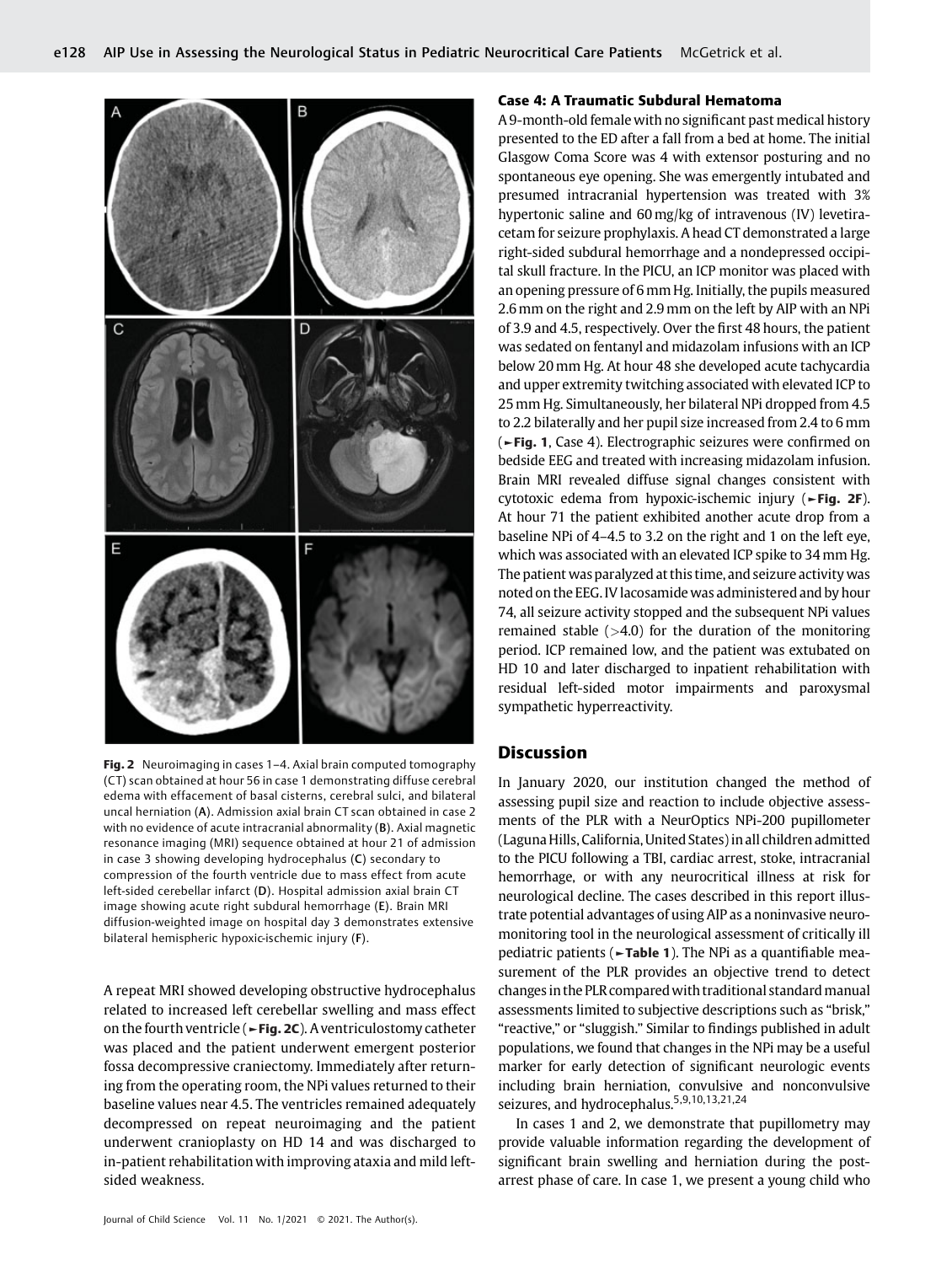Fig. 2 Neuroimaging in cases 1–4. Axial brain computed tomography (CT) scan obtained at hour 56 in case 1 demonstrating diffuse cerebral edema with effacement of basal cisterns, cerebral sulci, and bilateral uncal herniation (A). Admission axial brain CT scan obtained in case 2 with no evidence of acute intracranial abnormality (B). Axial magnetic resonance imaging (MRI) sequence obtained at hour 21 of admission in case 3 showing developing hydrocephalus (C) secondary to compression of the fourth ventricle due to mass effect from acute left-sided cerebellar infarct (D). Hospital admission axial brain CT image showing acute right subdural hemorrhage (E). Brain MRI diffusion-weighted image on hospital day 3 demonstrates extensive bilateral hemispheric hypoxic-ischemic injury (F).

A repeat MRI showed developing obstructive hydrocephalus related to increased left cerebellar swelling and mass effect on the fourth ventricle (►Fig. 2C). A ventriculostomy catheter was placed and the patient underwent emergent posterior fossa decompressive craniectomy. Immediately after returning from the operating room, the NPi values returned to their baseline values near 4.5. The ventricles remained adequately decompressed on repeat neuroimaging and the patient underwent cranioplasty on HD 14 and was discharged to in-patient rehabilitation with improving ataxia and mild left-sided weakness.

### Case 4: A Traumatic Subdural Hematoma

A 9-month-old female with no significant past medical history presented to the ED after a fall from a bed at home. The initial Glasgow Coma Score was 4 with extensor posturing and no spontaneous eye opening. She was emergently intubated and presumed intracranial hypertension was treated with 3% hypertonic saline and 60 mg/kg of intravenous (IV) levetiracetam for seizure prophylaxis. A head CT demonstrated a large right-sided subdural hemorrhage and a nondepressed occipital skull fracture. In the PICU, an ICP monitor was placed with an opening pressure of 6 mm Hg. Initially, the pupils measured 2.6 mm on the right and 2.9 mm on the left by AIP with an NPi of 3.9 and 4.5, respectively. Over the first 48 hours, the patient was sedated on fentanyl and midazolam infusions with an ICP below 20 mm Hg. At hour 48 she developed acute tachycardia and upper extremity twitching associated with elevated ICP to 25 mm Hg. Simultaneously, her bilateral NPi dropped from 4.5 to 2.2 bilaterally and her pupil size increased from 2.4 to 6 mm (►Fig. 1, Case 4). Electrographic seizures were confirmed on bedside EEG and treated with increasing midazolam infusion. Brain MRI revealed diffuse signal changes consistent with cytotoxic edema from hypoxic-ischemic injury (►Fig. 2F). At hour 71 the patient exhibited another acute drop from a baseline NPi of 4–4.5 to 3.2 on the right and 1 on the left eye, which was associated with an elevated ICP spike to 34 mm Hg. The patient was paralyzed at this time, and seizure activity was noted on the EEG. IV lacosamide was administered and by hour 74, all seizure activity stopped and the subsequent NPi values remained stable (>4.0) for the duration of the monitoring period. ICP remained low, and the patient was extubated on HD 10 and later discharged to inpatient rehabilitation with residual left-sided motor impairments and paroxysmal sympathetic hyperreactivity.

## Discussion

In January 2020, our institution changed the method of assessing pupil size and reaction to include objective assessments of the PLR with a NeurOptics NPi-200 pupillometer (Laguna Hills, California, United States) in all children admitted to the PICU following a TBI, cardiac arrest, stoke, intracranial hemorrhage, or with any neurocritical illness at risk for neurological decline. The cases described in this report illustrate potential advantages of using AIP as a noninvasive neuromonitoring tool in the neurological assessment of critically ill pediatric patients (►Table 1). The NPi as a quantifiable measurement of the PLR provides an objective trend to detect changes in the PLR compared with traditional standard manual assessments limited to subjective descriptions such as "brisk," "reactive," or "sluggish." Similar to findings published in adult populations, we found that changes in the NPi may be a useful marker for early detection of significant neurologic events including brain herniation, convulsive and nonconvulsive seizures, and hydrocephalus.[5,9,10,13,21,24]

In cases 1 and 2, we demonstrate that pupillometry may provide valuable information regarding the development of significant brain swelling and herniation during the postarrest phase of care. In case 1, we present a young child who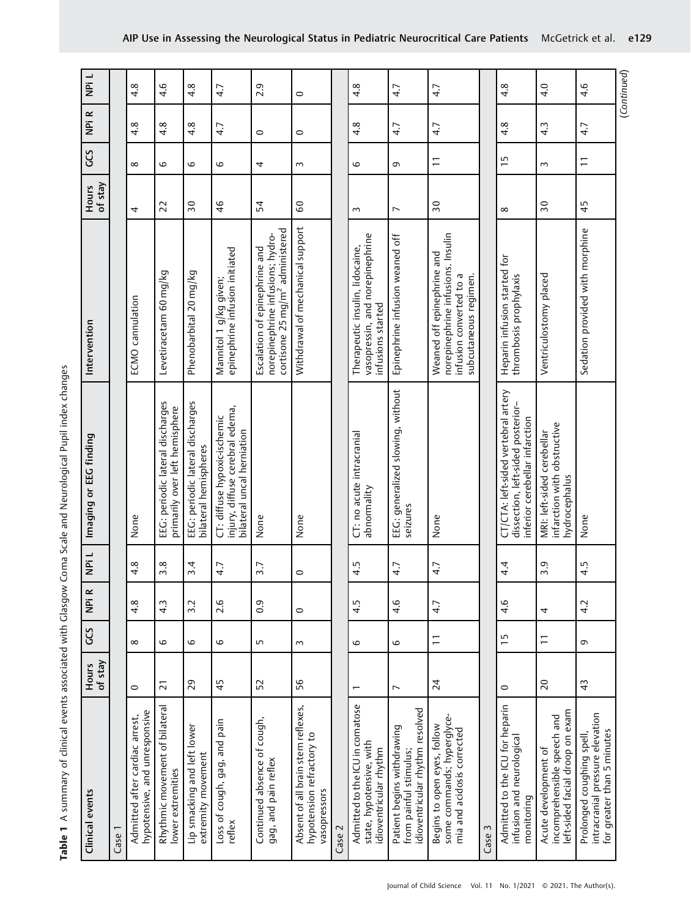**Table 1** A summary of clinical events associated with Glasgow Coma Scale and Neurological Pupil index changes

| Clinical events | Hours of stay | GCS | NPi R | NPi L | Imaging or EEG finding | Intervention | Hours of stay | GCS | NPi R | NPi L |
|---|---|---|---|---|---|---|---|---|---|---|
| Case 1 | | | | | | | | | | |
| Admitted after cardiac arrest, hypotensive, and unresponsive | 0 | 8 | 4.8 | 4.8 | None | ECMO cannulation | 4 | 8 | 4.8 | 4.8 |
| Rhythmic movement of bilateral lower extremities | 21 | 6 | 4.3 | 3.8 | EEG: periodic lateral discharges primarily over left hemisphere | Levetiracetam 60 mg/kg | 22 | 6 | 4.8 | 4.6 |
| Lip smacking and left lower extremity movement | 29 | 6 | 3.2 | 3.4 | EEG: periodic lateral discharges bilateral hemispheres | Phenobarbital 20 mg/kg | 30 | 6 | 4.8 | 4.8 |
| Loss of cough, gag, and pain reflex | 45 | 6 | 2.6 | 4.7 | CT: diffuse hypoxic-ischemic injury, diffuse cerebral edema, bilateral uncal herniation | Mannitol 1 g/kg given; epinephrine infusion initiated | 46 | 6 | 4.7 | 4.7 |
| Continued absence of cough, gag, and pain reflex | 52 | 5 | 0.9 | 3.7 | None | Escalation of epinephrine and norepinephrine infusions; hydrocortisone 25 mg/m$^2$ administered | 54 | 4 | 0 | 2.9 |
| Absent of all brain stem reflexes, hypotension refractory to vasopressors | 56 | 3 | 0 | 0 | None | Withdrawal of mechanical support | 60 | 3 | 0 | 0 |
| Case 2 | | | | | | | | | | |
| Admitted to the ICU in comatose state, hypotensive, with idioventricular rhythm | 1 | 6 | 4.5 | 4.5 | CT: no acute intracranial abnormality | Therapeutic insulin, lidocaine, vasopressin, and norepinephrine infusions started | 3 | 6 | 4.8 | 4.8 |
| Patient begins withdrawing from painful stimulus; idioventricular rhythm resolved | 7 | 6 | 4.6 | 4.7 | EEG: generalized slowing, without seizures | Epinephrine infusion weaned off | 7 | 9 | 4.7 | 4.7 |
| Begins to open eyes, follow some commands; hyperglycemia and acidosis corrected | 24 | 11 | 4.7 | 4.7 | None | Weaned off epinephrine and norepinephrine infusions. Insulin infusion converted to a subcutaneous regimen. | 30 | 11 | 4.7 | 4.7 |
| Case 3 | | | | | | | | | | |
| Admitted to the ICU for heparin infusion and neurological monitoring | 0 | 15 | 4.6 | 4.4 | CT/CTA: left-sided vertebral artery dissection, left-sided posterior–inferior cerebellar infarction | Heparin infusion started for thrombosis prophylaxis | 8 | 15 | 4.8 | 4.8 |
| Acute development of incomprehensible speech and left-sided facial droop on exam | 20 | 11 | 4 | 3.9 | MRI: left-sided cerebellar infarction with obstructive hydrocephalus | Ventriculostomy placed | 30 | 3 | 4.3 | 4.0 |
| Prolonged coughing spell, intracranial pressure elevation for greater than 5 minutes | 43 | 9 | 4.2 | 4.5 | None | Sedation provided with morphine | 45 | 11 | 4.7 | 4.6 |

(Continued)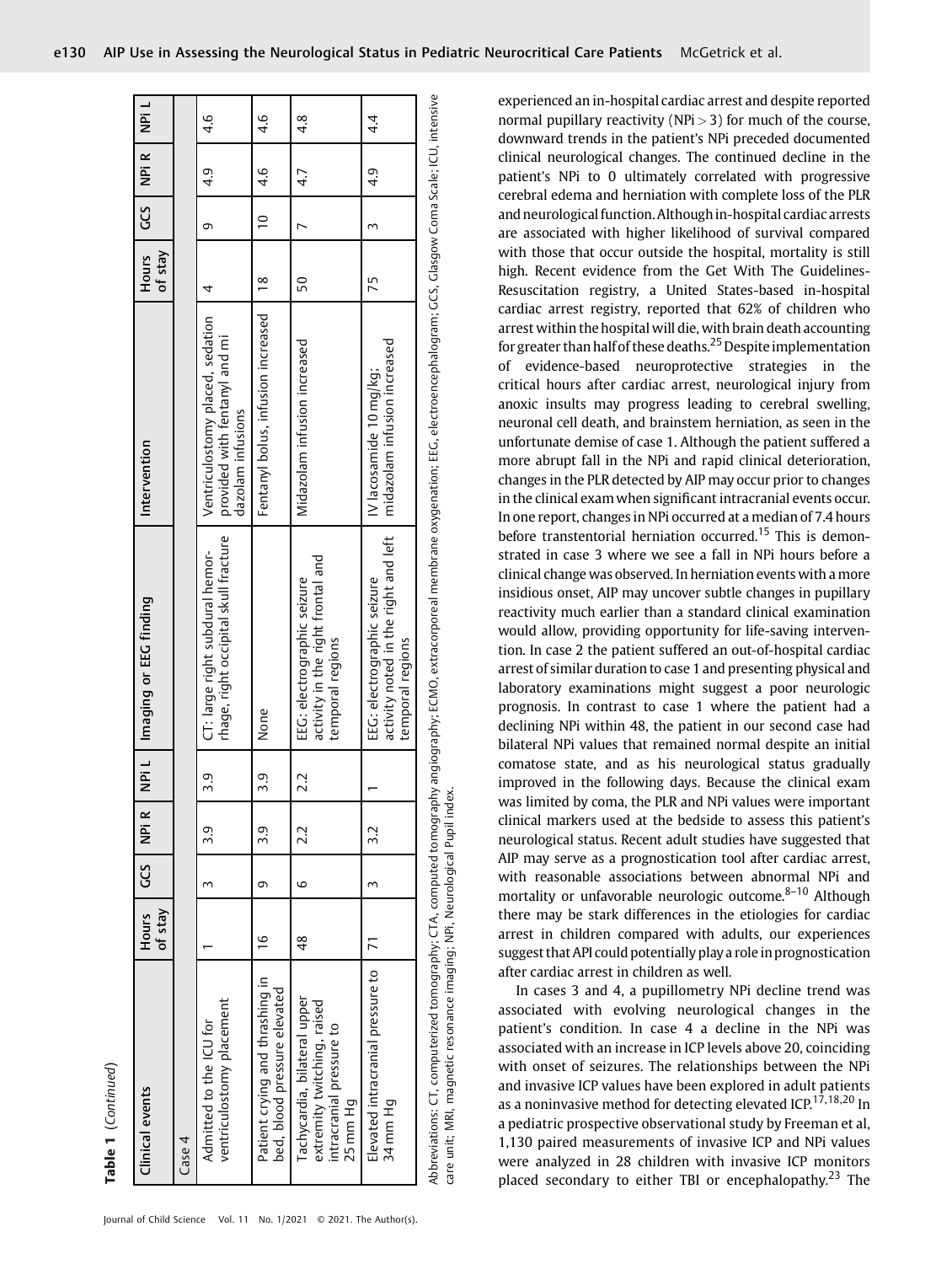**Table 1** (*Continued*)

| Clinical events | Hours of stay | GCS | NPi R | NPi L | Imaging or EEG finding | Intervention | Hours of stay | GCS | NPi R | NPi L |
|---|---|---|---|---|---|---|---|---|---|---|
| Case 4 | | | | | | | | | | |
| Admitted to the ICU for ventriculostomy placement | 1 | 3 | 3.9 | 3.9 | CT: large right subdural hemorrhage, right occipital skull fracture | Ventriculostomy placed, sedation provided with fentanyl and midazolam infusions | 4 | 9 | 4.9 | 4.6 |
| Patient crying and thrashing in bed, blood pressure elevated | 16 | 9 | 3.9 | 3.9 | None | Fentanyl bolus, infusion increased | 18 | 10 | 4.6 | 4.6 |
| Tachycardia, bilateral upper extremity twitching, raised intracranial pressure to 25 mm Hg | 48 | 6 | 2.2 | 2.2 | EEG: electrographic seizure activity in the right frontal and temporal regions | Midazolam infusion increased | 50 | 7 | 4.7 | 4.8 |
| Elevated intracranial pressure to 34 mm Hg | 71 | 3 | 3.2 | 1 | EEG: electrographic seizure activity noted in the right and left temporal regions | IV lacosamide 10 mg/kg; midazolam infusion increased | 75 | 3 | 4.9 | 4.4 |

Abbreviations: CT, computerized tomography; CTA, computed tomography angiography; ECMO, extracorporeal membrane oxygenation; EEG, electroencephalogram; GCS, Glasgow Coma Scale; ICU, intensive care unit; MRI, magnetic resonance imaging; NPi, Neurological Pupil index.

experienced an in-hospital cardiac arrest and despite reported normal pupillary reactivity (NPi > 3) for much of the course, downward trends in the patient's NPi preceded documented clinical neurological changes. The continued decline in the patient's NPi to 0 ultimately correlated with progressive cerebral edema and herniation with complete loss of the PLR and neurological function. Although in-hospital cardiac arrests are associated with higher likelihood of survival compared with those that occur outside the hospital, mortality is still high. Recent evidence from the Get With The Guidelines-Resuscitation registry, a United States-based in-hospital cardiac arrest registry, reported that 62% of children who arrest within the hospital will die, with brain death accounting for greater than half of these deaths.[25] Despite implementation of evidence-based neuroprotective strategies in the critical hours after cardiac arrest, neurological injury from anoxic insults may progress leading to cerebral swelling, neuronal cell death, and brainstem herniation, as seen in the unfortunate demise of case 1. Although the patient suffered a more abrupt fall in the NPi and rapid clinical deterioration, changes in the PLR detected by AIP may occur prior to changes in the clinical exam when significant intracranial events occur. In one report, changes in NPi occurred at a median of 7.4 hours before transtentorial herniation occurred.[15] This is demonstrated in case 3 where we see a fall in NPi hours before a clinical change was observed. In herniation events with a more insidious onset, AIP may uncover subtle changes in pupillary reactivity much earlier than a standard clinical examination would allow, providing opportunity for life-saving intervention. In case 2 the patient suffered an out-of-hospital cardiac arrest of similar duration to case 1 and presenting physical and laboratory examinations might suggest a poor neurologic prognosis. In contrast to case 1 where the patient had a declining NPi within 48, the patient in our second case had bilateral NPi values that remained normal despite an initial comatose state, and as his neurological status gradually improved in the following days. Because the clinical exam was limited by coma, the PLR and NPi values were important clinical markers used at the bedside to assess this patient's neurological status. Recent adult studies have suggested that AIP may serve as a prognostication tool after cardiac arrest, with reasonable associations between abnormal NPi and mortality or unfavorable neurologic outcome.[8–10] Although there may be stark differences in the etiologies for cardiac arrest in children compared with adults, our experiences suggest that API could potentially play a role in prognostication after cardiac arrest in children as well.

In cases 3 and 4, a pupillometry NPi decline trend was associated with evolving neurological changes in the patient's condition. In case 4 a decline in the NPi was associated with an increase in ICP levels above 20, coinciding with onset of seizures. The relationships between the NPi and invasive ICP values have been explored in adult patients as a noninvasive method for detecting elevated ICP.[17,18,20] In a pediatric prospective observational study by Freeman et al, 1,130 paired measurements of invasive ICP and NPi values were analyzed in 28 children with invasive ICP monitors placed secondary to either TBI or encephalopathy.[23] The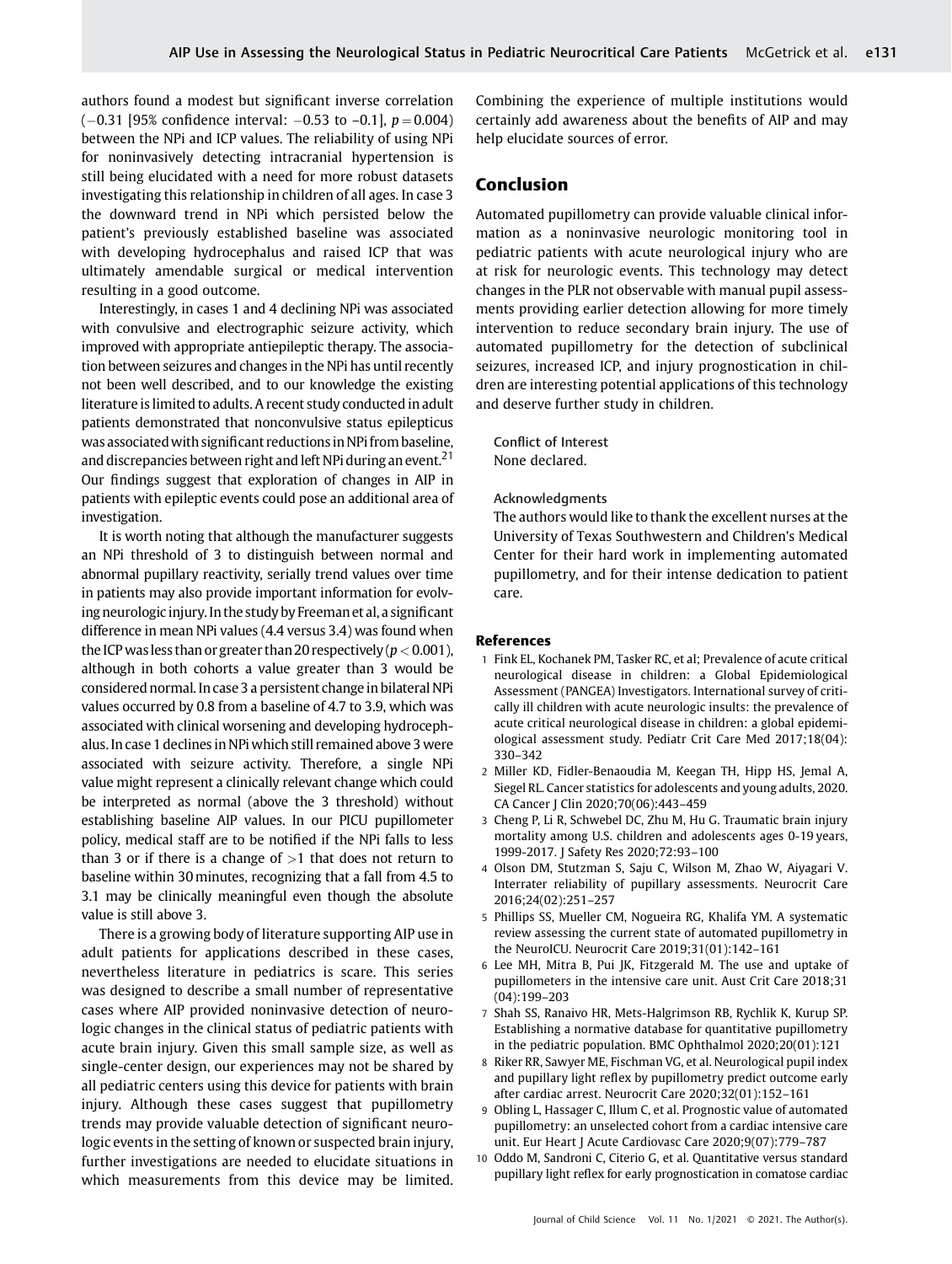authors found a modest but significant inverse correlation ($-0.31$ [95% confidence interval: $-0.53$ to $-0.1$], $p = 0.004$) between the NPi and ICP values. The reliability of using NPi for noninvasively detecting intracranial hypertension is still being elucidated with a need for more robust datasets investigating this relationship in children of all ages. In case 3 the downward trend in NPi which persisted below the patient's previously established baseline was associated with developing hydrocephalus and raised ICP that was ultimately amendable surgical or medical intervention resulting in a good outcome.

Interestingly, in cases 1 and 4 declining NPi was associated with convulsive and electrographic seizure activity, which improved with appropriate antiepileptic therapy. The association between seizures and changes in the NPi has until recently not been well described, and to our knowledge the existing literature is limited to adults. A recent study conducted in adult patients demonstrated that nonconvulsive status epilepticus was associated with significant reductions in NPi from baseline, and discrepancies between right and left NPi during an event.[21] Our findings suggest that exploration of changes in AIP in patients with epileptic events could pose an additional area of investigation.

It is worth noting that although the manufacturer suggests an NPi threshold of 3 to distinguish between normal and abnormal pupillary reactivity, serially trend values over time in patients may also provide important information for evolving neurologic injury. In the study by Freeman et al, a significant difference in mean NPi values (4.4 versus 3.4) was found when the ICP was less than or greater than 20 respectively ($p < 0.001$), although in both cohorts a value greater than 3 would be considered normal. In case 3 a persistent change in bilateral NPi values occurred by 0.8 from a baseline of 4.7 to 3.9, which was associated with clinical worsening and developing hydrocephalus. In case 1 declines in NPi which still remained above 3 were associated with seizure activity. Therefore, a single NPi value might represent a clinically relevant change which could be interpreted as normal (above the 3 threshold) without establishing baseline AIP values. In our PICU pupillometer policy, medical staff are to be notified if the NPi falls to less than 3 or if there is a change of $>1$ that does not return to baseline within 30 minutes, recognizing that a fall from 4.5 to 3.1 may be clinically meaningful even though the absolute value is still above 3.

There is a growing body of literature supporting AIP use in adult patients for applications described in these cases, nevertheless literature in pediatrics is scare. This series was designed to describe a small number of representative cases where AIP provided noninvasive detection of neurologic changes in the clinical status of pediatric patients with acute brain injury. Given this small sample size, as well as single-center design, our experiences may not be shared by all pediatric centers using this device for patients with brain injury. Although these cases suggest that pupillometry trends may provide valuable detection of significant neurologic events in the setting of known or suspected brain injury, further investigations are needed to elucidate situations in which measurements from this device may be limited. Combining the experience of multiple institutions would certainly add awareness about the benefits of AIP and may help elucidate sources of error.

## Conclusion

Automated pupillometry can provide valuable clinical information as a noninvasive neurologic monitoring tool in pediatric patients with acute neurological injury who are at risk for neurologic events. This technology may detect changes in the PLR not observable with manual pupil assessments providing earlier detection allowing for more timely intervention to reduce secondary brain injury. The use of automated pupillometry for the detection of subclinical seizures, increased ICP, and injury prognostication in children are interesting potential applications of this technology and deserve further study in children.

Conflict of Interest
None declared.

Acknowledgments
The authors would like to thank the excellent nurses at the University of Texas Southwestern and Children's Medical Center for their hard work in implementing automated pupillometry, and for their intense dedication to patient care.

## References

1. Fink EL, Kochanek PM, Tasker RC, et al; Prevalence of acute critical neurological disease in children: a Global Epidemiological Assessment (PANGEA) Investigators. International survey of critically ill children with acute neurologic insults: the prevalence of acute critical neurological disease in children: a global epidemiological assessment study. Pediatr Crit Care Med 2017;18(04):330–342
2. Miller KD, Fidler-Benaoudia M, Keegan TH, Hipp HS, Jemal A, Siegel RL. Cancer statistics for adolescents and young adults, 2020. CA Cancer J Clin 2020;70(06):443–459
3. Cheng P, Li R, Schwebel DC, Zhu M, Hu G. Traumatic brain injury mortality among U.S. children and adolescents ages 0-19 years, 1999-2017. J Safety Res 2020;72:93–100
4. Olson DM, Stutzman S, Saju C, Wilson M, Zhao W, Aiyagari V. Interrater reliability of pupillary assessments. Neurocrit Care 2016;24(02):251–257
5. Phillips SS, Mueller CM, Nogueira RG, Khalifa YM. A systematic review assessing the current state of automated pupillometry in the NeuroICU. Neurocrit Care 2019;31(01):142–161
6. Lee MH, Mitra B, Pui JK, Fitzgerald M. The use and uptake of pupillometers in the intensive care unit. Aust Crit Care 2018;31(04):199–203
7. Shah SS, Ranaivo HR, Mets-Halgrimson RB, Rychlik K, Kurup SP. Establishing a normative database for quantitative pupillometry in the pediatric population. BMC Ophthalmol 2020;20(01):121
8. Riker RR, Sawyer ME, Fischman VG, et al. Neurological pupil index and pupillary light reflex by pupillometry predict outcome early after cardiac arrest. Neurocrit Care 2020;32(01):152–161
9. Obling L, Hassager C, Illum C, et al. Prognostic value of automated pupillometry: an unselected cohort from a cardiac intensive care unit. Eur Heart J Acute Cardiovasc Care 2020;9(07):779–787
10. Oddo M, Sandroni C, Citerio G, et al. Quantitative versus standard pupillary light reflex for early prognostication in comatose cardiac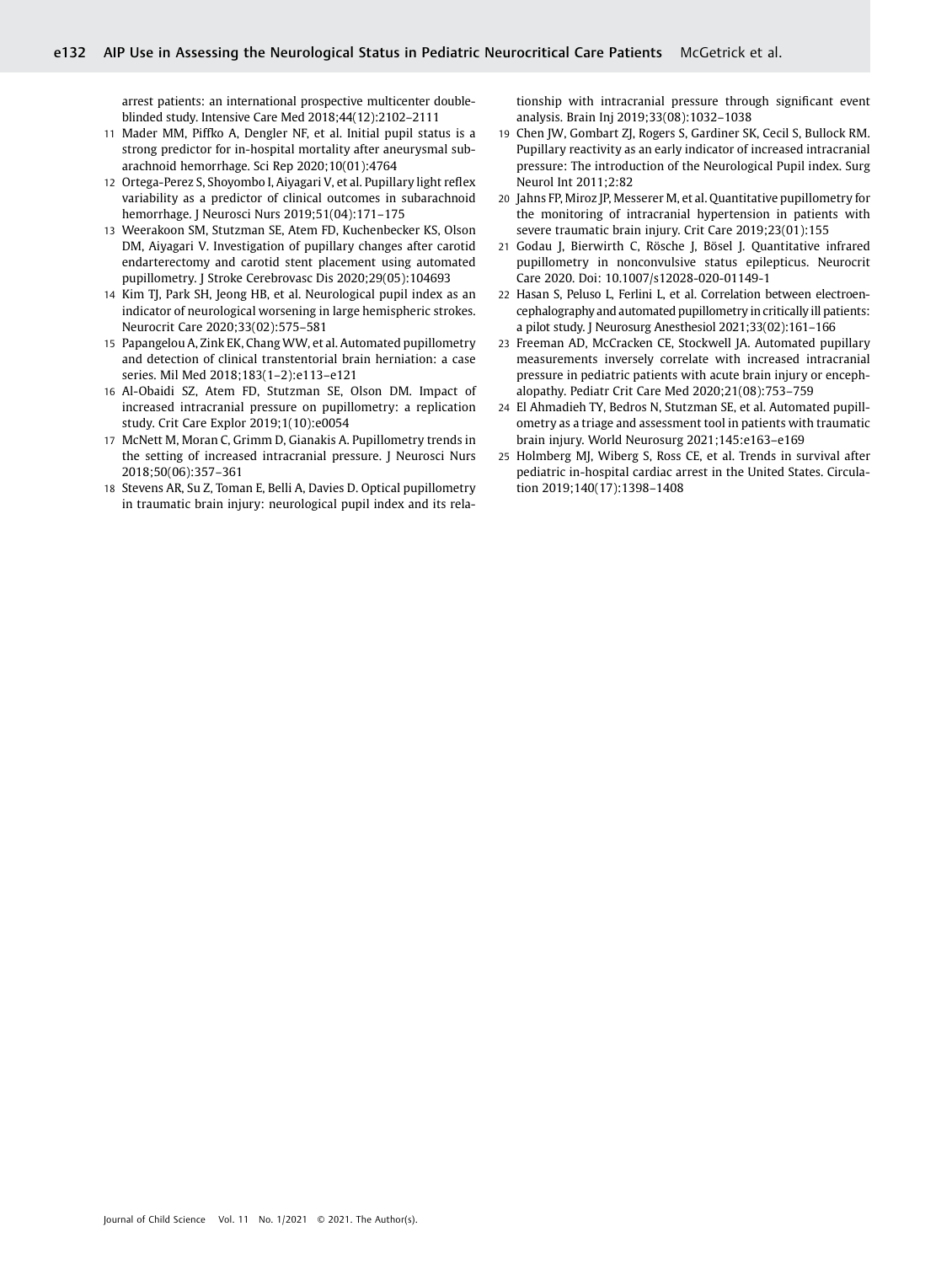arrest patients: an international prospective multicenter double-blinded study. Intensive Care Med 2018;44(12):2102–2111

11 Mader MM, Piffko A, Dengler NF, et al. Initial pupil status is a strong predictor for in-hospital mortality after aneurysmal subarachnoid hemorrhage. Sci Rep 2020;10(01):4764

12 Ortega-Perez S, Shoyombo I, Aiyagari V, et al. Pupillary light reflex variability as a predictor of clinical outcomes in subarachnoid hemorrhage. J Neurosci Nurs 2019;51(04):171–175

13 Weerakoon SM, Stutzman SE, Atem FD, Kuchenbecker KS, Olson DM, Aiyagari V. Investigation of pupillary changes after carotid endarterectomy and carotid stent placement using automated pupillometry. J Stroke Cerebrovasc Dis 2020;29(05):104693

14 Kim TJ, Park SH, Jeong HB, et al. Neurological pupil index as an indicator of neurological worsening in large hemispheric strokes. Neurocrit Care 2020;33(02):575–581

15 Papangelou A, Zink EK, Chang WW, et al. Automated pupillometry and detection of clinical transtentorial brain herniation: a case series. Mil Med 2018;183(1–2):e113–e121

16 Al-Obaidi SZ, Atem FD, Stutzman SE, Olson DM. Impact of increased intracranial pressure on pupillometry: a replication study. Crit Care Explor 2019;1(10):e0054

17 McNett M, Moran C, Grimm D, Gianakis A. Pupillometry trends in the setting of increased intracranial pressure. J Neurosci Nurs 2018;50(06):357–361

18 Stevens AR, Su Z, Toman E, Belli A, Davies D. Optical pupillometry in traumatic brain injury: neurological pupil index and its relationship with intracranial pressure through significant event analysis. Brain Inj 2019;33(08):1032–1038

19 Chen JW, Gombart ZJ, Rogers S, Gardiner SK, Cecil S, Bullock RM. Pupillary reactivity as an early indicator of increased intracranial pressure: The introduction of the Neurological Pupil index. Surg Neurol Int 2011;2:82

20 Jahns FP, Miroz JP, Messerer M, et al. Quantitative pupillometry for the monitoring of intracranial hypertension in patients with severe traumatic brain injury. Crit Care 2019;23(01):155

21 Godau J, Bierwirth C, Rösche J, Bösel J. Quantitative infrared pupillometry in nonconvulsive status epilepticus. Neurocrit Care 2020. Doi: 10.1007/s12028-020-01149-1

22 Hasan S, Peluso L, Ferlini L, et al. Correlation between electroencephalography and automated pupillometry in critically ill patients: a pilot study. J Neurosurg Anesthesiol 2021;33(02):161–166

23 Freeman AD, McCracken CE, Stockwell JA. Automated pupillary measurements inversely correlate with increased intracranial pressure in pediatric patients with acute brain injury or encephalopathy. Pediatr Crit Care Med 2020;21(08):753–759

24 El Ahmadieh TY, Bedros N, Stutzman SE, et al. Automated pupillometry as a triage and assessment tool in patients with traumatic brain injury. World Neurosurg 2021;145:e163–e169

25 Holmberg MJ, Wiberg S, Ross CE, et al. Trends in survival after pediatric in-hospital cardiac arrest in the United States. Circulation 2019;140(17):1398–1408